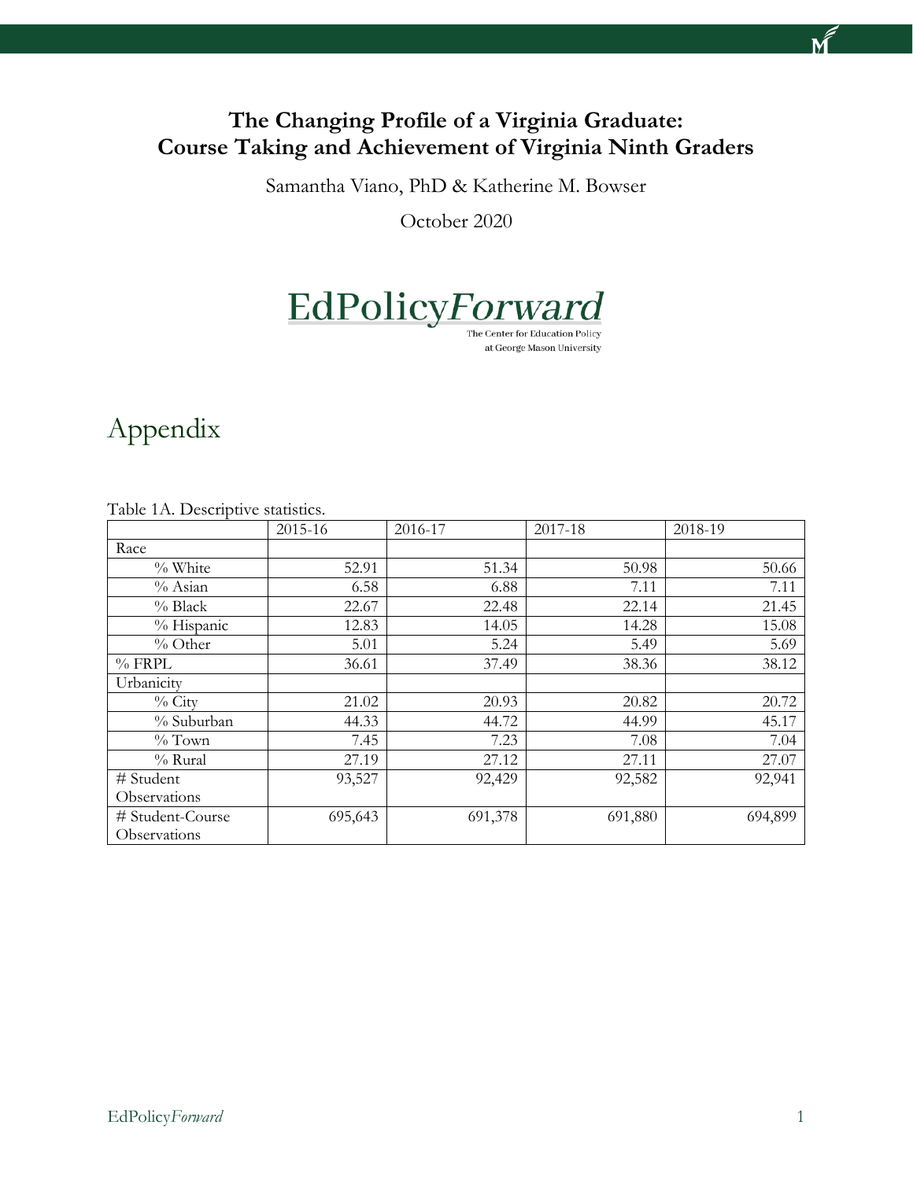# The Changing Profile of a Virginia Graduate: Course Taking and Achievement of Virginia Ninth Graders

Samantha Viano, PhD & Katherine M. Bowser

October 2020

EdPolicy*Forward*

The Center for Education Policy
at George Mason University

## Appendix

Table 1A. Descriptive statistics.

| | 2015-16 | 2016-17 | 2017-18 | 2018-19 |
|---|---|---|---|---|
| Race | | | | |
| % White | 52.91 | 51.34 | 50.98 | 50.66 |
| % Asian | 6.58 | 6.88 | 7.11 | 7.11 |
| % Black | 22.67 | 22.48 | 22.14 | 21.45 |
| % Hispanic | 12.83 | 14.05 | 14.28 | 15.08 |
| % Other | 5.01 | 5.24 | 5.49 | 5.69 |
| % FRPL | 36.61 | 37.49 | 38.36 | 38.12 |
| Urbanicity | | | | |
| % City | 21.02 | 20.93 | 20.82 | 20.72 |
| % Suburban | 44.33 | 44.72 | 44.99 | 45.17 |
| % Town | 7.45 | 7.23 | 7.08 | 7.04 |
| % Rural | 27.19 | 27.12 | 27.11 | 27.07 |
| # Student Observations | 93,527 | 92,429 | 92,582 | 92,941 |
| # Student-Course Observations | 695,643 | 691,378 | 691,880 | 694,899 |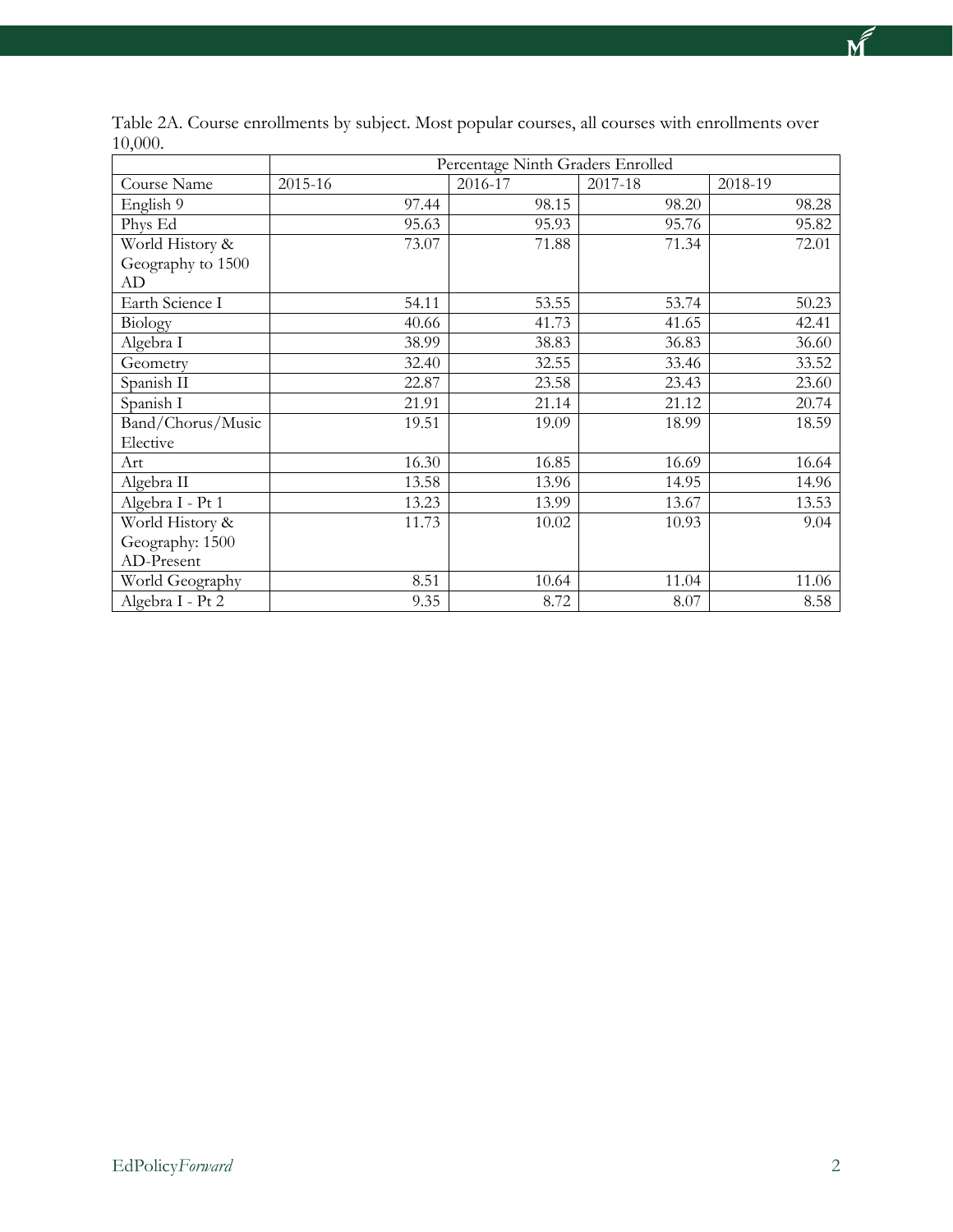Table 2A. Course enrollments by subject. Most popular courses, all courses with enrollments over 10,000.

| | Percentage Ninth Graders Enrolled | | | |
|---|---|---|---|---|
| Course Name | 2015-16 | 2016-17 | 2017-18 | 2018-19 |
| English 9 | 97.44 | 98.15 | 98.20 | 98.28 |
| Phys Ed | 95.63 | 95.93 | 95.76 | 95.82 |
| World History & Geography to 1500 AD | 73.07 | 71.88 | 71.34 | 72.01 |
| Earth Science I | 54.11 | 53.55 | 53.74 | 50.23 |
| Biology | 40.66 | 41.73 | 41.65 | 42.41 |
| Algebra I | 38.99 | 38.83 | 36.83 | 36.60 |
| Geometry | 32.40 | 32.55 | 33.46 | 33.52 |
| Spanish II | 22.87 | 23.58 | 23.43 | 23.60 |
| Spanish I | 21.91 | 21.14 | 21.12 | 20.74 |
| Band/Chorus/Music Elective | 19.51 | 19.09 | 18.99 | 18.59 |
| Art | 16.30 | 16.85 | 16.69 | 16.64 |
| Algebra II | 13.58 | 13.96 | 14.95 | 14.96 |
| Algebra I - Pt 1 | 13.23 | 13.99 | 13.67 | 13.53 |
| World History & Geography: 1500 AD-Present | 11.73 | 10.02 | 10.93 | 9.04 |
| World Geography | 8.51 | 10.64 | 11.04 | 11.06 |
| Algebra I - Pt 2 | 9.35 | 8.72 | 8.07 | 8.58 |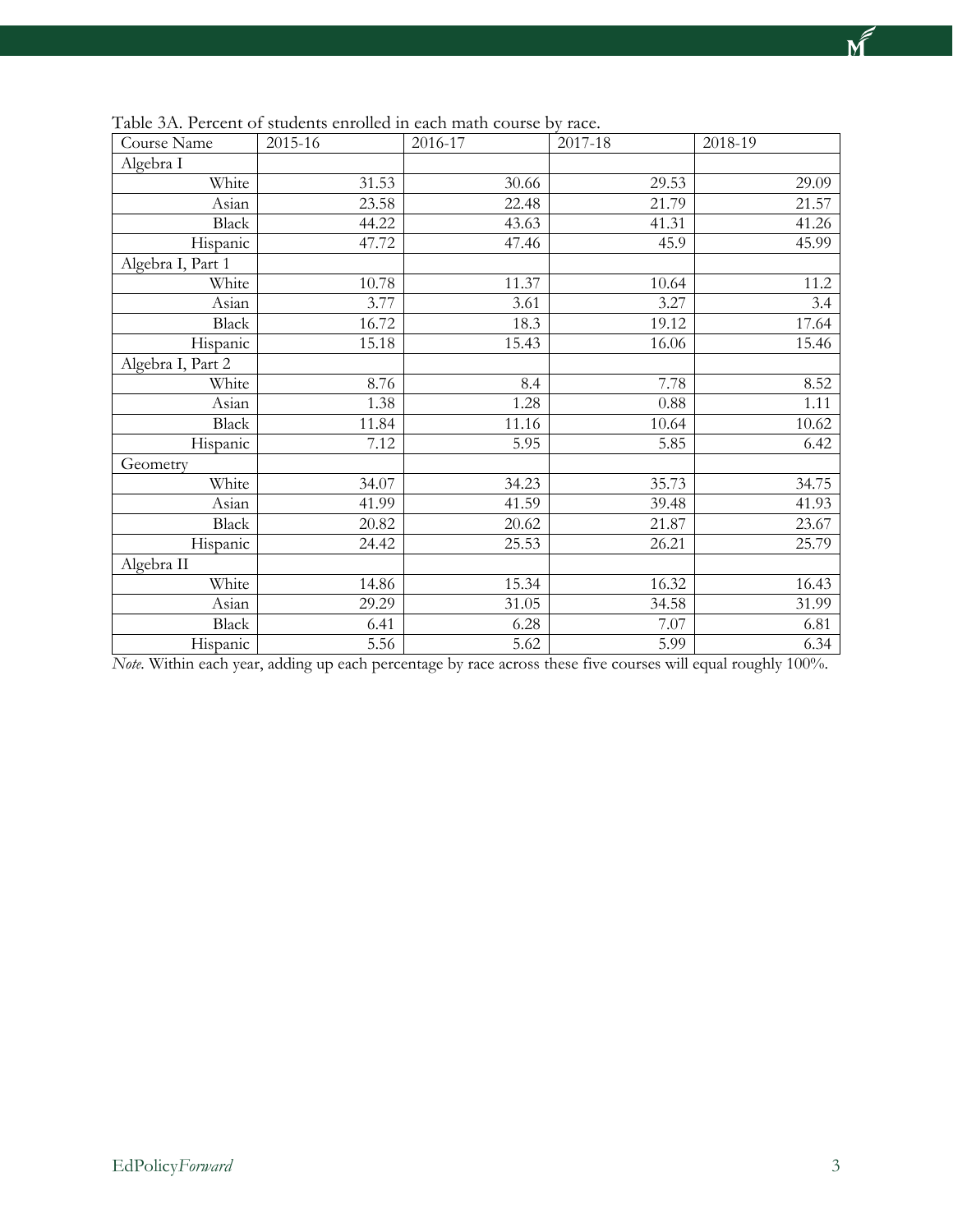Table 3A. Percent of students enrolled in each math course by race.

| Course Name | 2015-16 | 2016-17 | 2017-18 | 2018-19 |
|---|---|---|---|---|
| Algebra I | | | | |
| White | 31.53 | 30.66 | 29.53 | 29.09 |
| Asian | 23.58 | 22.48 | 21.79 | 21.57 |
| Black | 44.22 | 43.63 | 41.31 | 41.26 |
| Hispanic | 47.72 | 47.46 | 45.9 | 45.99 |
| Algebra I, Part 1 | | | | |
| White | 10.78 | 11.37 | 10.64 | 11.2 |
| Asian | 3.77 | 3.61 | 3.27 | 3.4 |
| Black | 16.72 | 18.3 | 19.12 | 17.64 |
| Hispanic | 15.18 | 15.43 | 16.06 | 15.46 |
| Algebra I, Part 2 | | | | |
| White | 8.76 | 8.4 | 7.78 | 8.52 |
| Asian | 1.38 | 1.28 | 0.88 | 1.11 |
| Black | 11.84 | 11.16 | 10.64 | 10.62 |
| Hispanic | 7.12 | 5.95 | 5.85 | 6.42 |
| Geometry | | | | |
| White | 34.07 | 34.23 | 35.73 | 34.75 |
| Asian | 41.99 | 41.59 | 39.48 | 41.93 |
| Black | 20.82 | 20.62 | 21.87 | 23.67 |
| Hispanic | 24.42 | 25.53 | 26.21 | 25.79 |
| Algebra II | | | | |
| White | 14.86 | 15.34 | 16.32 | 16.43 |
| Asian | 29.29 | 31.05 | 34.58 | 31.99 |
| Black | 6.41 | 6.28 | 7.07 | 6.81 |
| Hispanic | 5.56 | 5.62 | 5.99 | 6.34 |

*Note.* Within each year, adding up each percentage by race across these five courses will equal roughly 100%.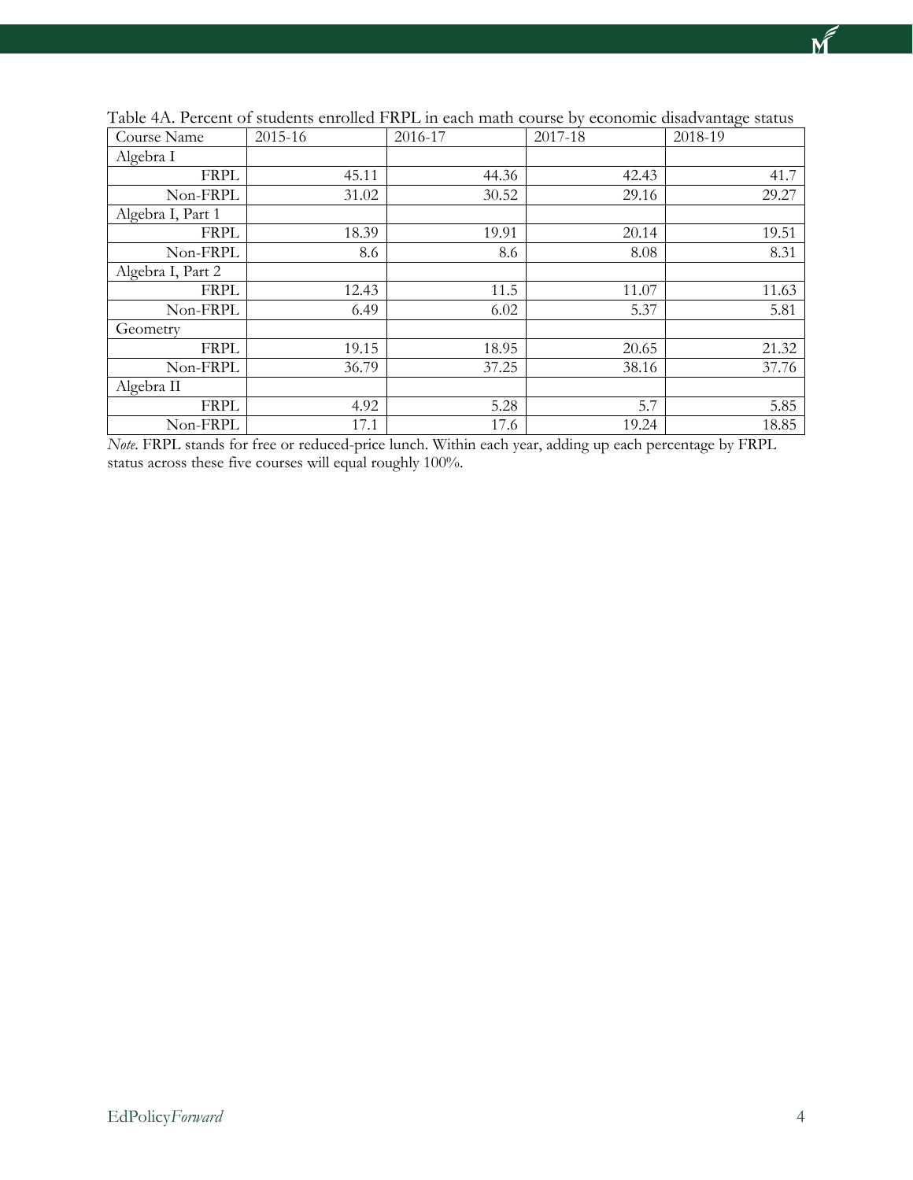Table 4A. Percent of students enrolled FRPL in each math course by economic disadvantage status

| Course Name | 2015-16 | 2016-17 | 2017-18 | 2018-19 |
|---|---|---|---|---|
| Algebra I | | | | |
| FRPL | 45.11 | 44.36 | 42.43 | 41.7 |
| Non-FRPL | 31.02 | 30.52 | 29.16 | 29.27 |
| Algebra I, Part 1 | | | | |
| FRPL | 18.39 | 19.91 | 20.14 | 19.51 |
| Non-FRPL | 8.6 | 8.6 | 8.08 | 8.31 |
| Algebra I, Part 2 | | | | |
| FRPL | 12.43 | 11.5 | 11.07 | 11.63 |
| Non-FRPL | 6.49 | 6.02 | 5.37 | 5.81 |
| Geometry | | | | |
| FRPL | 19.15 | 18.95 | 20.65 | 21.32 |
| Non-FRPL | 36.79 | 37.25 | 38.16 | 37.76 |
| Algebra II | | | | |
| FRPL | 4.92 | 5.28 | 5.7 | 5.85 |
| Non-FRPL | 17.1 | 17.6 | 19.24 | 18.85 |

*Note.* FRPL stands for free or reduced-price lunch. Within each year, adding up each percentage by FRPL status across these five courses will equal roughly 100%.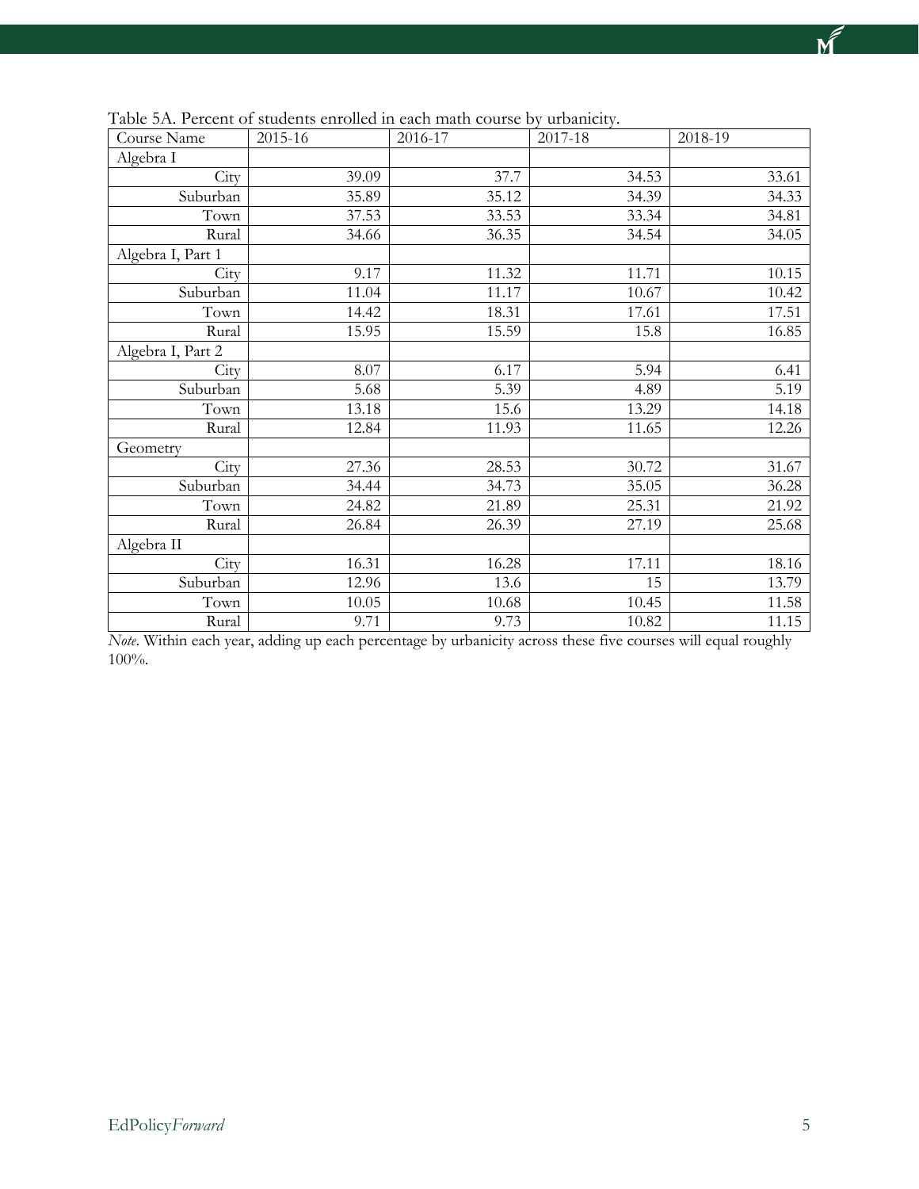Table 5A. Percent of students enrolled in each math course by urbanicity.

| Course Name | 2015-16 | 2016-17 | 2017-18 | 2018-19 |
|---|---|---|---|---|
| Algebra I | | | | |
| City | 39.09 | 37.7 | 34.53 | 33.61 |
| Suburban | 35.89 | 35.12 | 34.39 | 34.33 |
| Town | 37.53 | 33.53 | 33.34 | 34.81 |
| Rural | 34.66 | 36.35 | 34.54 | 34.05 |
| Algebra I, Part 1 | | | | |
| City | 9.17 | 11.32 | 11.71 | 10.15 |
| Suburban | 11.04 | 11.17 | 10.67 | 10.42 |
| Town | 14.42 | 18.31 | 17.61 | 17.51 |
| Rural | 15.95 | 15.59 | 15.8 | 16.85 |
| Algebra I, Part 2 | | | | |
| City | 8.07 | 6.17 | 5.94 | 6.41 |
| Suburban | 5.68 | 5.39 | 4.89 | 5.19 |
| Town | 13.18 | 15.6 | 13.29 | 14.18 |
| Rural | 12.84 | 11.93 | 11.65 | 12.26 |
| Geometry | | | | |
| City | 27.36 | 28.53 | 30.72 | 31.67 |
| Suburban | 34.44 | 34.73 | 35.05 | 36.28 |
| Town | 24.82 | 21.89 | 25.31 | 21.92 |
| Rural | 26.84 | 26.39 | 27.19 | 25.68 |
| Algebra II | | | | |
| City | 16.31 | 16.28 | 17.11 | 18.16 |
| Suburban | 12.96 | 13.6 | 15 | 13.79 |
| Town | 10.05 | 10.68 | 10.45 | 11.58 |
| Rural | 9.71 | 9.73 | 10.82 | 11.15 |

*Note.* Within each year, adding up each percentage by urbanicity across these five courses will equal roughly 100%.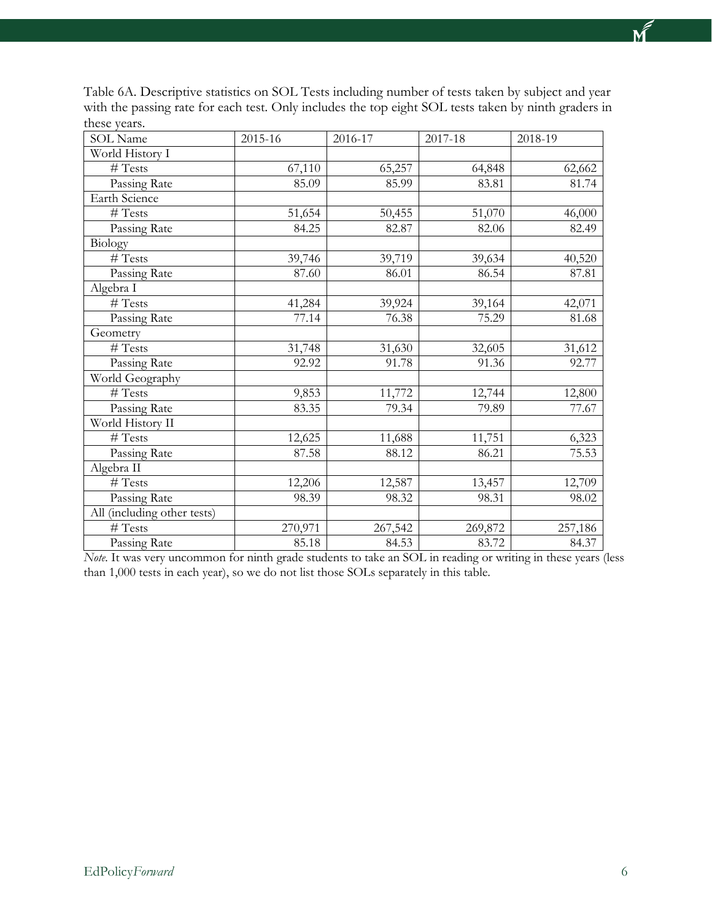Table 6A. Descriptive statistics on SOL Tests including number of tests taken by subject and year with the passing rate for each test. Only includes the top eight SOL tests taken by ninth graders in these years.

| SOL Name | 2015-16 | 2016-17 | 2017-18 | 2018-19 |
|---|---|---|---|---|
| World History I | | | | |
| # Tests | 67,110 | 65,257 | 64,848 | 62,662 |
| Passing Rate | 85.09 | 85.99 | 83.81 | 81.74 |
| Earth Science | | | | |
| # Tests | 51,654 | 50,455 | 51,070 | 46,000 |
| Passing Rate | 84.25 | 82.87 | 82.06 | 82.49 |
| Biology | | | | |
| # Tests | 39,746 | 39,719 | 39,634 | 40,520 |
| Passing Rate | 87.60 | 86.01 | 86.54 | 87.81 |
| Algebra I | | | | |
| # Tests | 41,284 | 39,924 | 39,164 | 42,071 |
| Passing Rate | 77.14 | 76.38 | 75.29 | 81.68 |
| Geometry | | | | |
| # Tests | 31,748 | 31,630 | 32,605 | 31,612 |
| Passing Rate | 92.92 | 91.78 | 91.36 | 92.77 |
| World Geography | | | | |
| # Tests | 9,853 | 11,772 | 12,744 | 12,800 |
| Passing Rate | 83.35 | 79.34 | 79.89 | 77.67 |
| World History II | | | | |
| # Tests | 12,625 | 11,688 | 11,751 | 6,323 |
| Passing Rate | 87.58 | 88.12 | 86.21 | 75.53 |
| Algebra II | | | | |
| # Tests | 12,206 | 12,587 | 13,457 | 12,709 |
| Passing Rate | 98.39 | 98.32 | 98.31 | 98.02 |
| All (including other tests) | | | | |
| # Tests | 270,971 | 267,542 | 269,872 | 257,186 |
| Passing Rate | 85.18 | 84.53 | 83.72 | 84.37 |

*Note*. It was very uncommon for ninth grade students to take an SOL in reading or writing in these years (less than 1,000 tests in each year), so we do not list those SOLs separately in this table.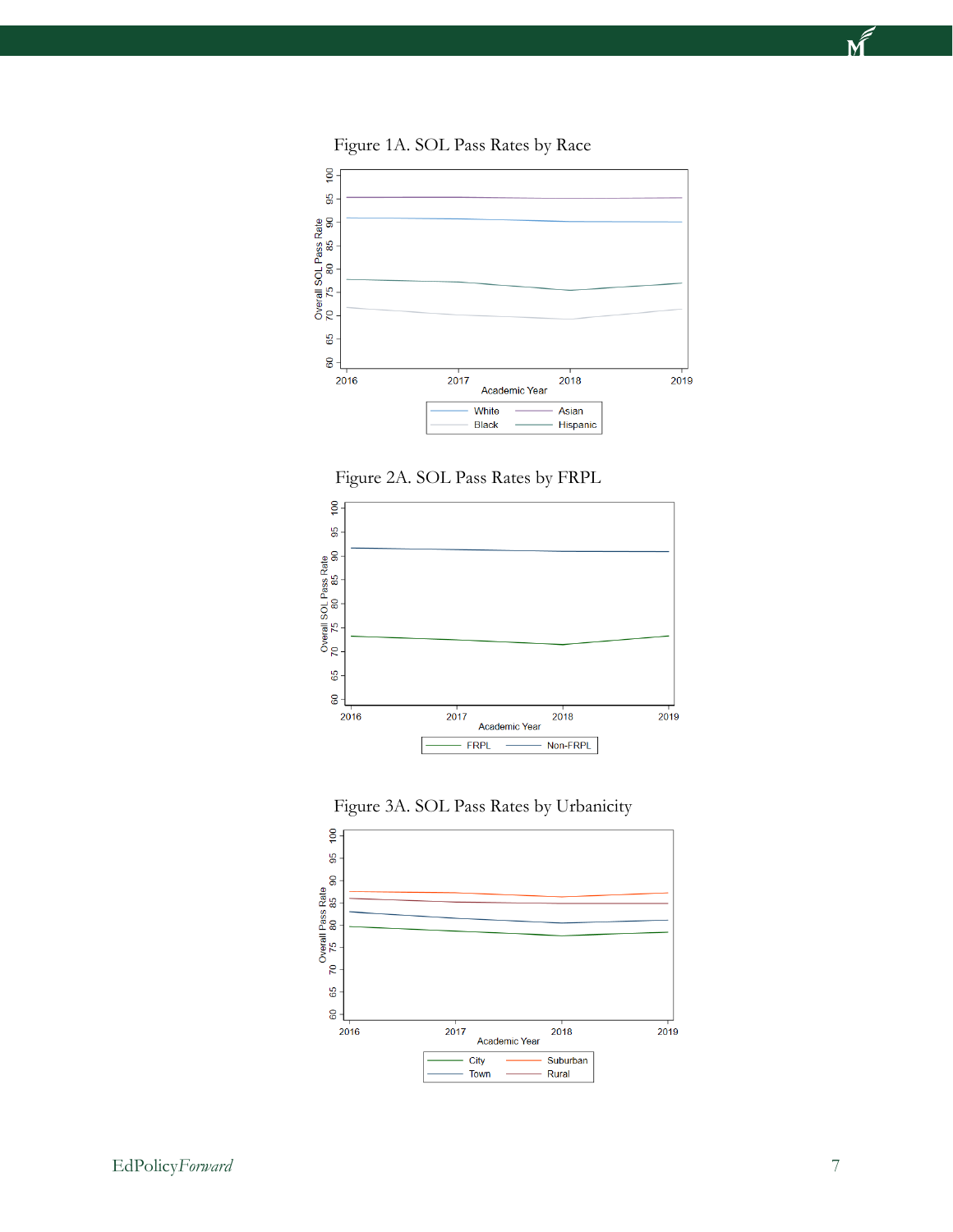Figure 1A. SOL Pass Rates by Race

Overall SOL Pass Rate

60
65
70
75
80
85
90
95
100

2016
2017
2018
2019

Academic Year

White
Asian
Black
Hispanic

Figure 2A. SOL Pass Rates by FRPL

Overall SOL Pass Rate

60
65
70
75
80
85
90
95
100

2016
2017
2018
2019

Academic Year

FRPL
Non-FRPL

Figure 3A. SOL Pass Rates by Urbanicity

Overall Pass Rate

60
65
70
75
80
85
90
95
100

2016
2017
2018
2019

Academic Year

City
Suburban
Town
Rural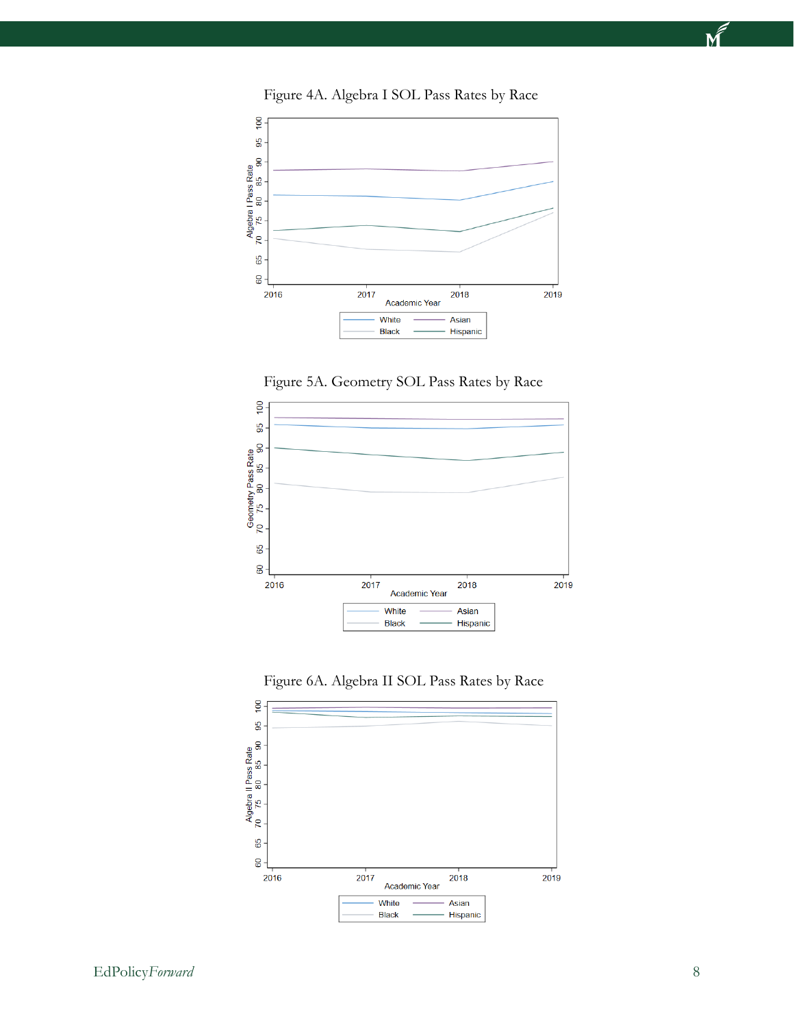Figure 4A. Algebra I SOL Pass Rates by Race

Algebra I Pass Rate

60 65 70 75 80 85 90 95 100

2016 2017 2018 2019

Academic Year

White Asian
Black Hispanic

Figure 5A. Geometry SOL Pass Rates by Race

Geometry Pass Rate

60 65 70 75 80 85 90 95 100

2016 2017 2018 2019

Academic Year

White Asian
Black Hispanic

Figure 6A. Algebra II SOL Pass Rates by Race

Algebra II Pass Rate

60 65 70 75 80 85 90 95 100

2016 2017 2018 2019

Academic Year

White Asian
Black Hispanic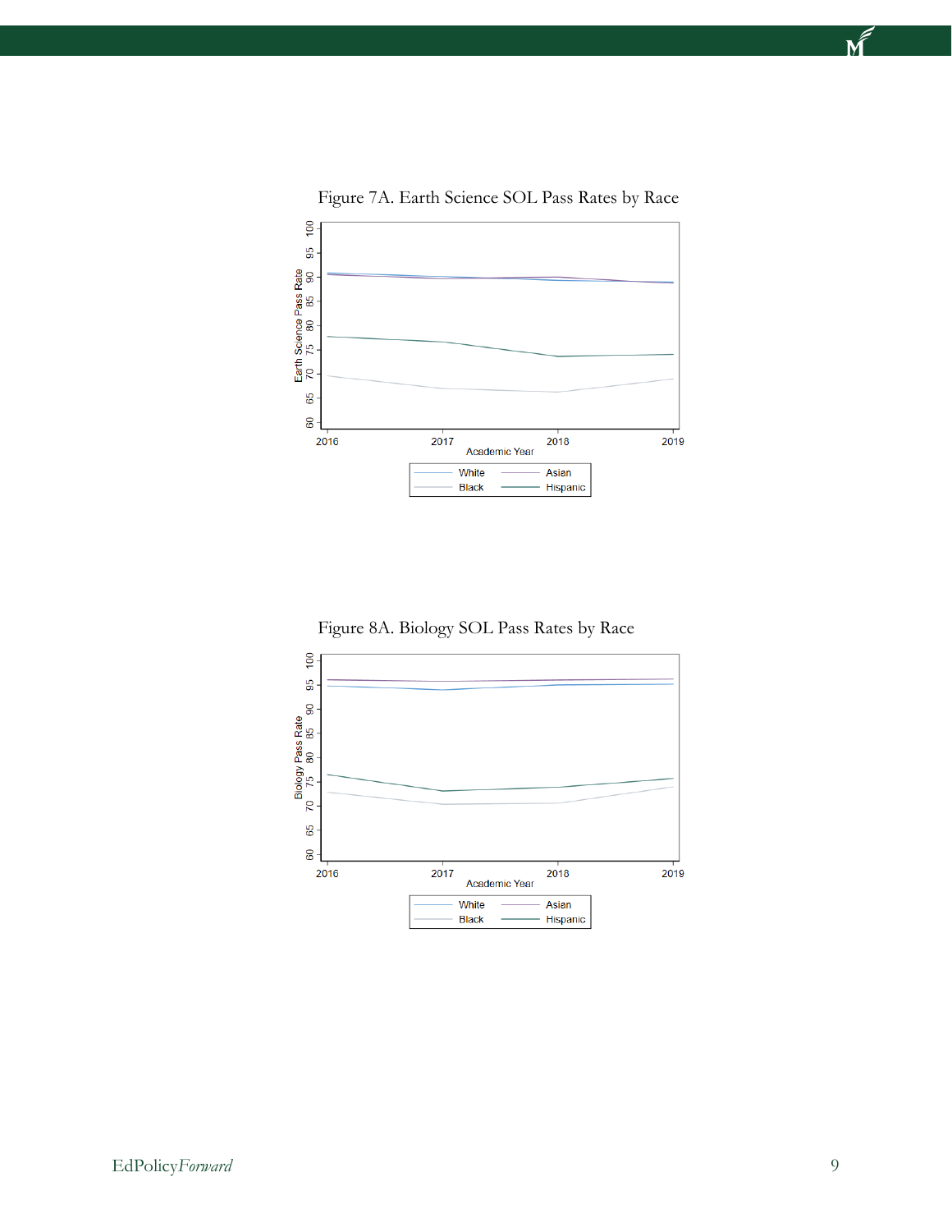Figure 7A. Earth Science SOL Pass Rates by Race

Earth Science Pass Rate

100
95
90
85
80
75
70
65
60

2016
2017
2018
2019

Academic Year

White
Asian
Black
Hispanic

Figure 8A. Biology SOL Pass Rates by Race

Biology Pass Rate

100
95
90
85
80
75
70
65
60

2016
2017
2018
2019

Academic Year

White
Asian
Black
Hispanic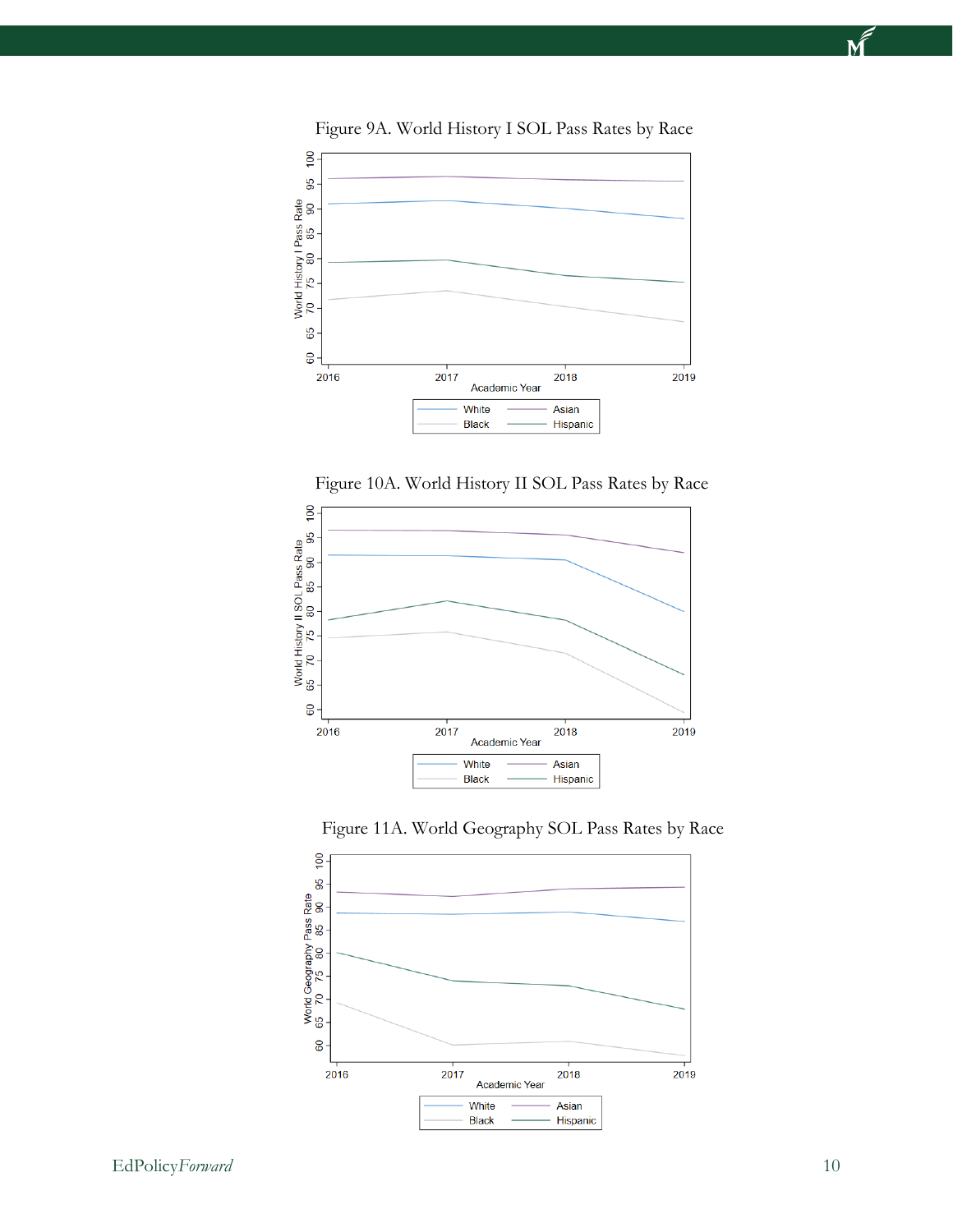Figure 9A. World History I SOL Pass Rates by Race

Figure 10A. World History II SOL Pass Rates by Race

Figure 11A. World Geography SOL Pass Rates by Race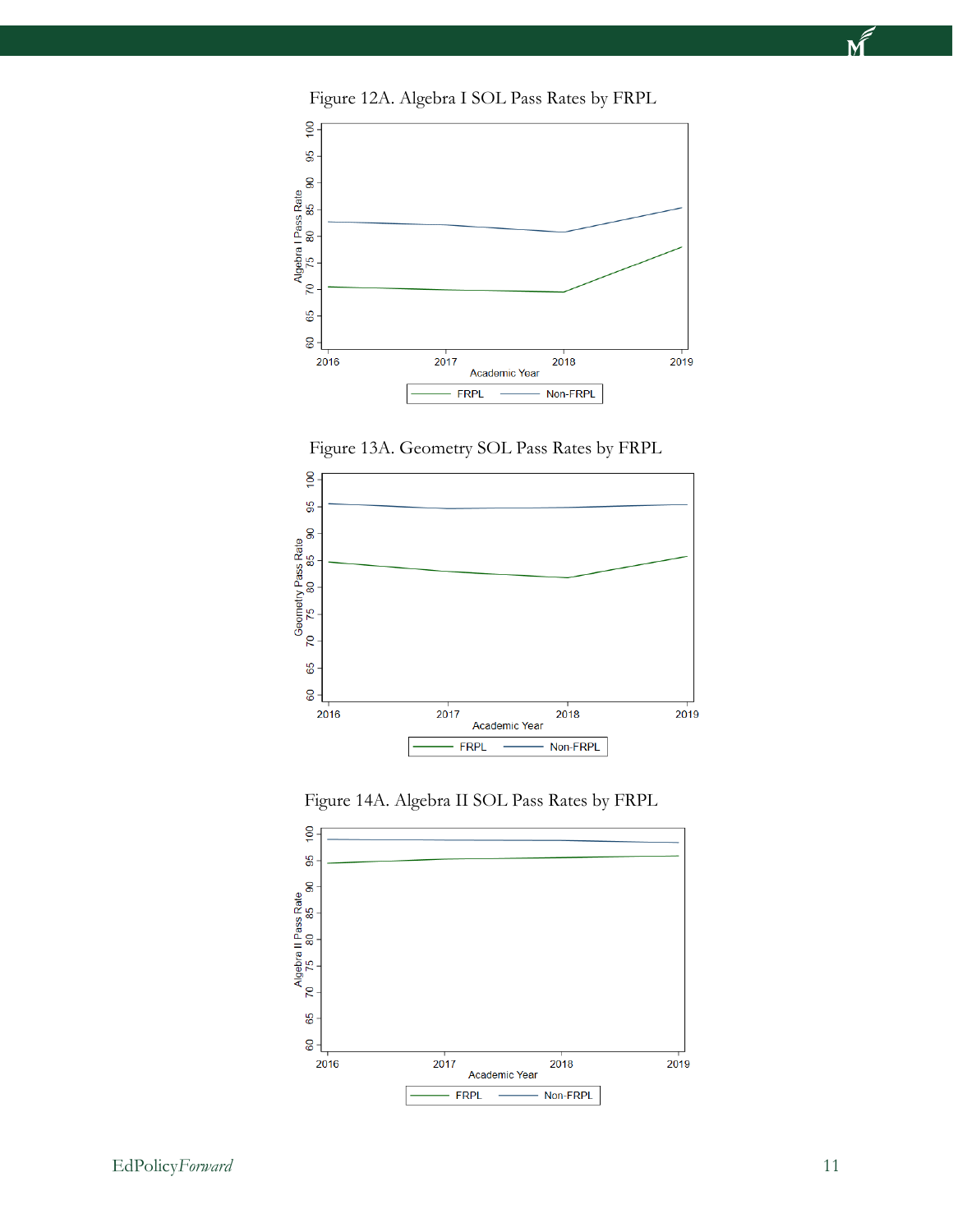Figure 12A. Algebra I SOL Pass Rates by FRPL

Algebra I Pass Rate

60 65 70 75 80 85 90 95 100

2016 2017 2018 2019

Academic Year

FRPL Non-FRPL

Figure 13A. Geometry SOL Pass Rates by FRPL

Geometry Pass Rate

60 65 70 75 80 85 90 95 100

2016 2017 2018 2019

Academic Year

FRPL Non-FRPL

Figure 14A. Algebra II SOL Pass Rates by FRPL

Algebra II Pass Rate

60 65 70 75 80 85 90 95 100

2016 2017 2018 2019

Academic Year

FRPL Non-FRPL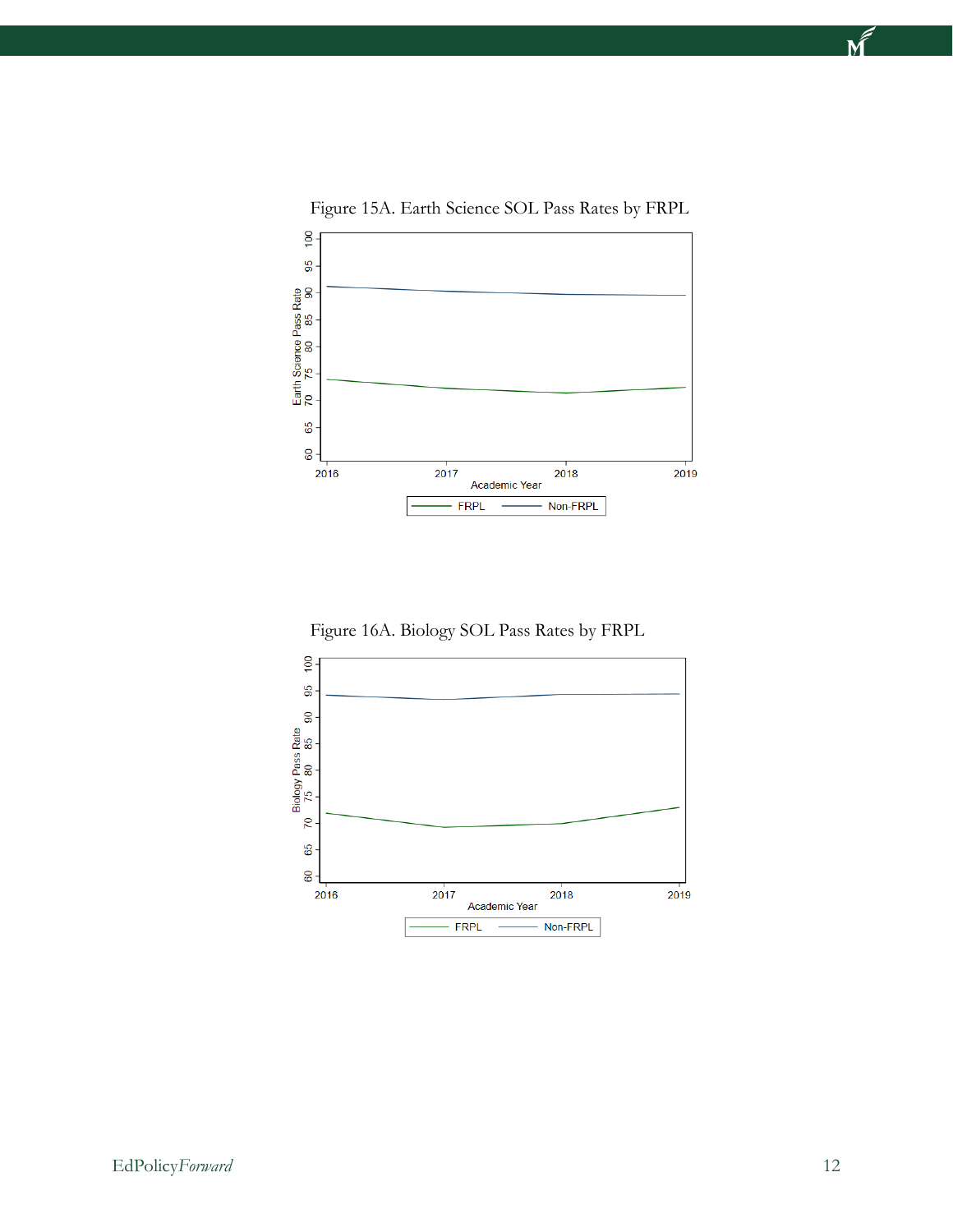Figure 15A. Earth Science SOL Pass Rates by FRPL

Earth Science Pass Rate

100
95
90
85
80
75
70
65
60

2016
2017
2018
2019

Academic Year

FRPL
Non-FRPL

Figure 16A. Biology SOL Pass Rates by FRPL

Biology Pass Rate

100
95
90
85
80
75
70
65
60

2016
2017
2018
2019

Academic Year

FRPL
Non-FRPL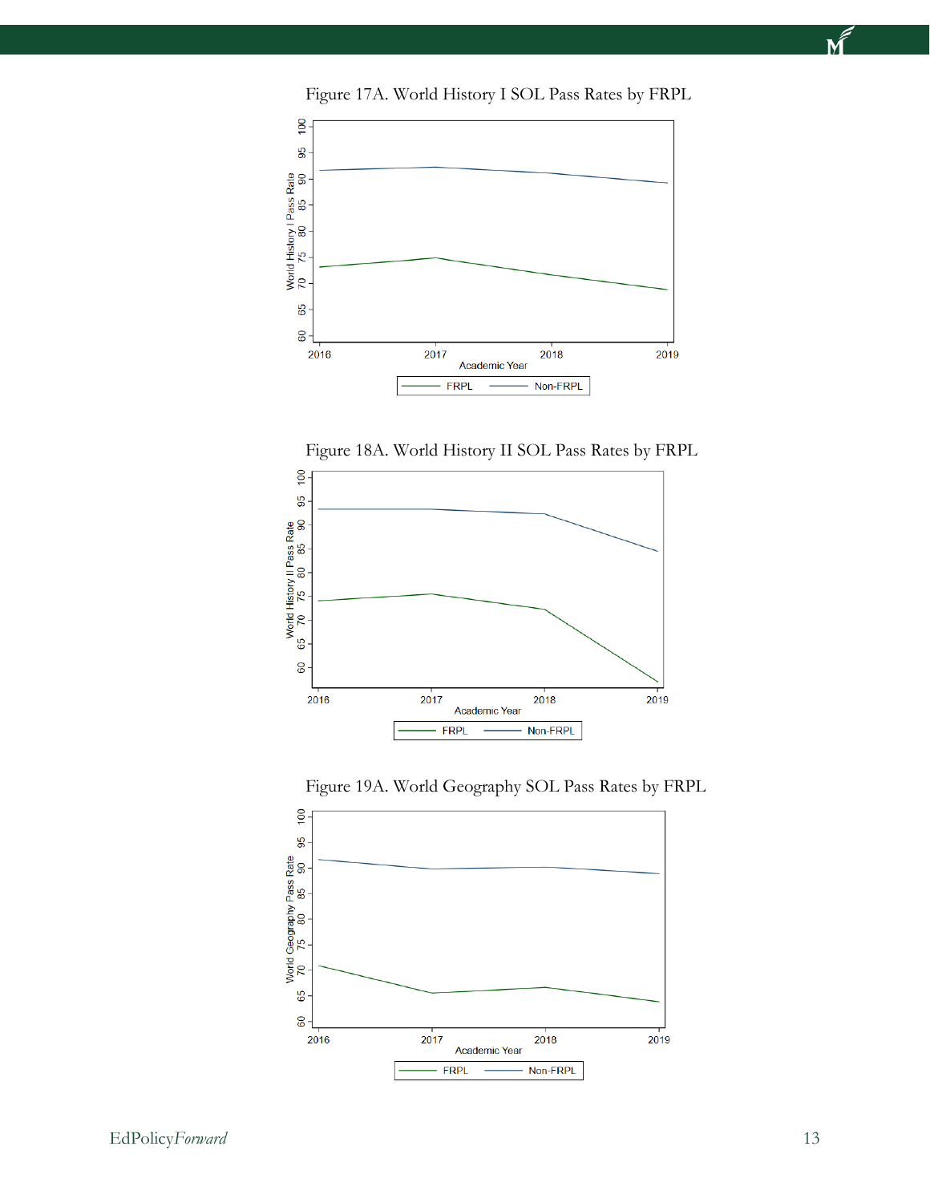Figure 17A. World History I SOL Pass Rates by FRPL

Figure 18A. World History II SOL Pass Rates by FRPL

Figure 19A. World Geography SOL Pass Rates by FRPL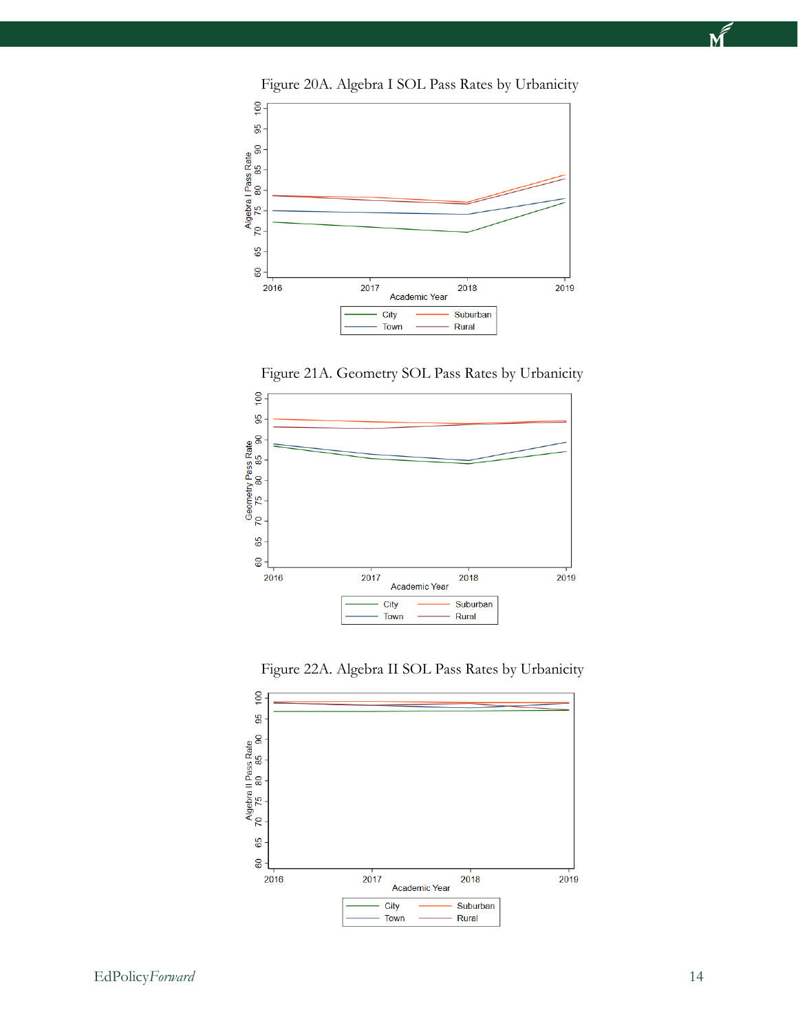Figure 20A. Algebra I SOL Pass Rates by Urbanicity

Algebra I Pass Rate

100
95
90
85
80
75
70
65
60

2016
2017
2018
2019

Academic Year

City
Suburban
Town
Rural

Figure 21A. Geometry SOL Pass Rates by Urbanicity

Geometry Pass Rate

100
95
90
85
80
75
70
65
60

2016
2017
2018
2019

Academic Year

City
Suburban
Town
Rural

Figure 22A. Algebra II SOL Pass Rates by Urbanicity

Algebra II Pass Rate

100
95
90
85
80
75
70
65
60

2016
2017
2018
2019

Academic Year

City
Suburban
Town
Rural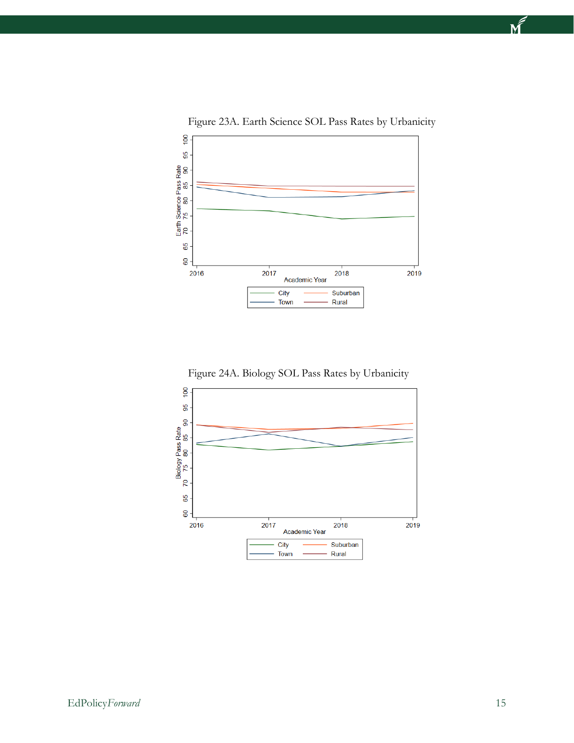Figure 23A. Earth Science SOL Pass Rates by Urbanicity

Earth Science Pass Rate

60 65 70 75 80 85 90 95 100

2016 2017 2018 2019

Academic Year

City Suburban
Town Rural

Figure 24A. Biology SOL Pass Rates by Urbanicity

Biology Pass Rate

60 65 70 75 80 85 90 95 100

2016 2017 2018 2019

Academic Year

City Suburban
Town Rural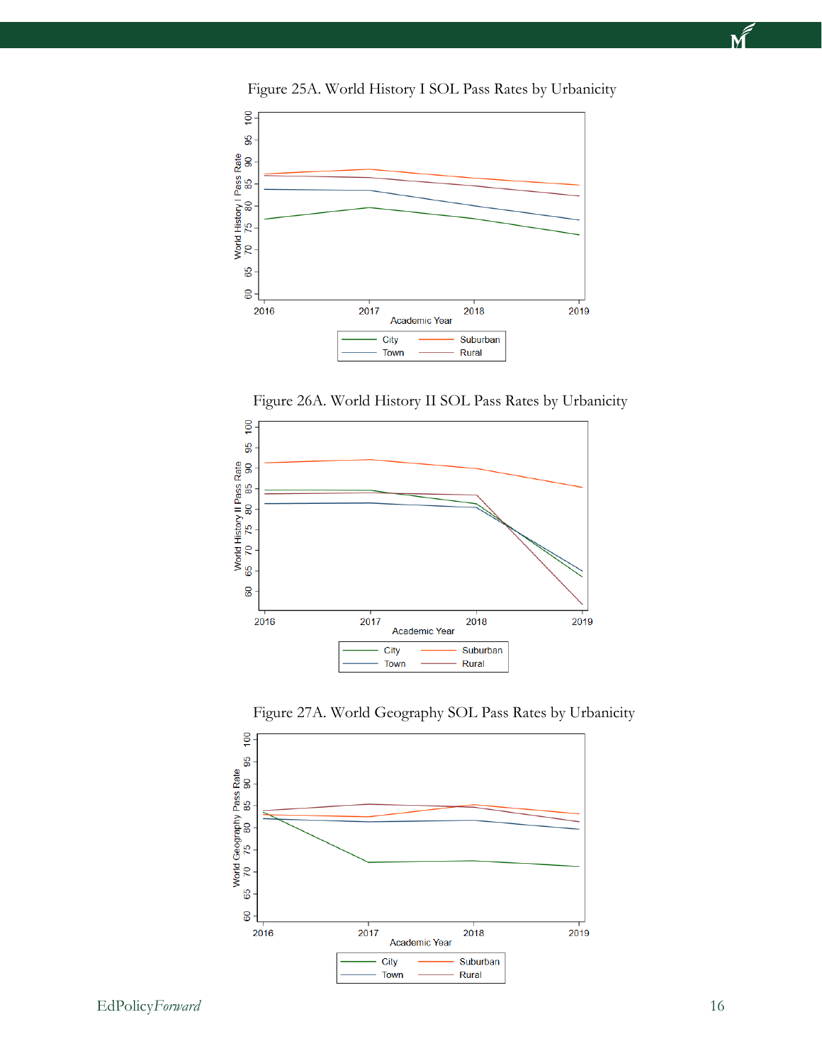Figure 25A. World History I SOL Pass Rates by Urbanicity

World History I Pass Rate
60
65
70
75
80
85
90
95
100
2016
2017
2018
2019
Academic Year
City
Suburban
Town
Rural

Figure 26A. World History II SOL Pass Rates by Urbanicity

World History II Pass Rate
60
65
70
75
80
85
90
95
100
2016
2017
2018
2019
Academic Year
City
Suburban
Town
Rural

Figure 27A. World Geography SOL Pass Rates by Urbanicity

World Geography Pass Rate
60
65
70
75
80
85
90
95
100
2016
2017
2018
2019
Academic Year
City
Suburban
Town
Rural